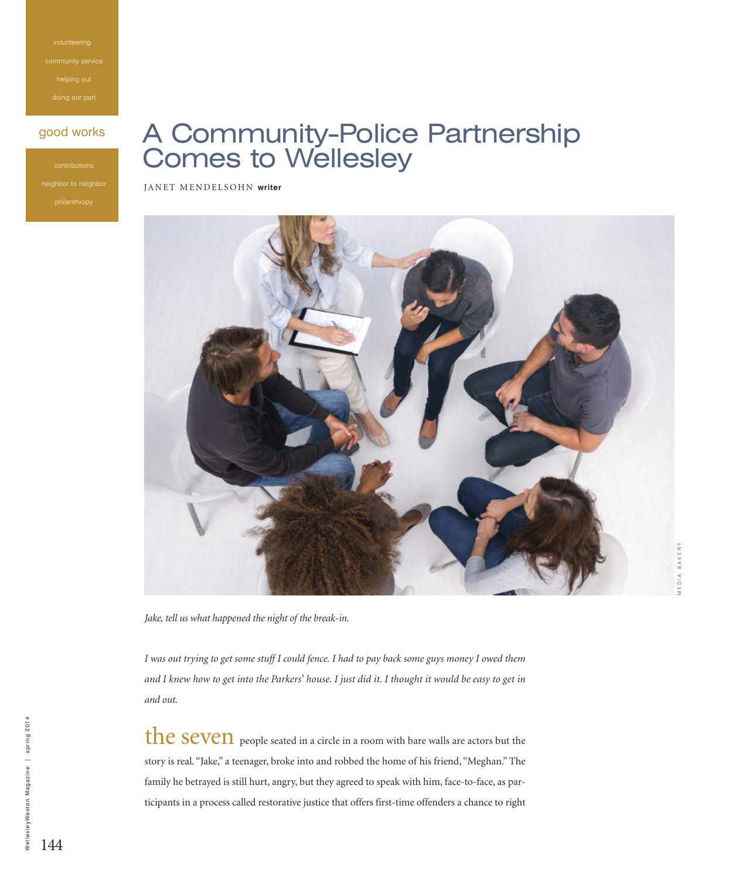volunteering

community service

helping out

doing our part

good works

contributions

neighbor to neighbor

philanthropy

# A Community-Police Partnership Comes to Wellesley

JANET MENDELSOHN **writer**

MEDIA BAKERY

*Jake, tell us what happened the night of the break-in.*

*I was out trying to get some stuff I could fence. I had to pay back some guys money I owed them and I knew how to get into the Parkers' house. I just did it. I thought it would be easy to get in and out.*

the seven people seated in a circle in a room with bare walls are actors but the story is real. "Jake," a teenager, broke into and robbed the home of his friend, "Meghan." The family he betrayed is still hurt, angry, but they agreed to speak with him, face-to-face, as participants in a process called restorative justice that offers first-time offenders a chance to right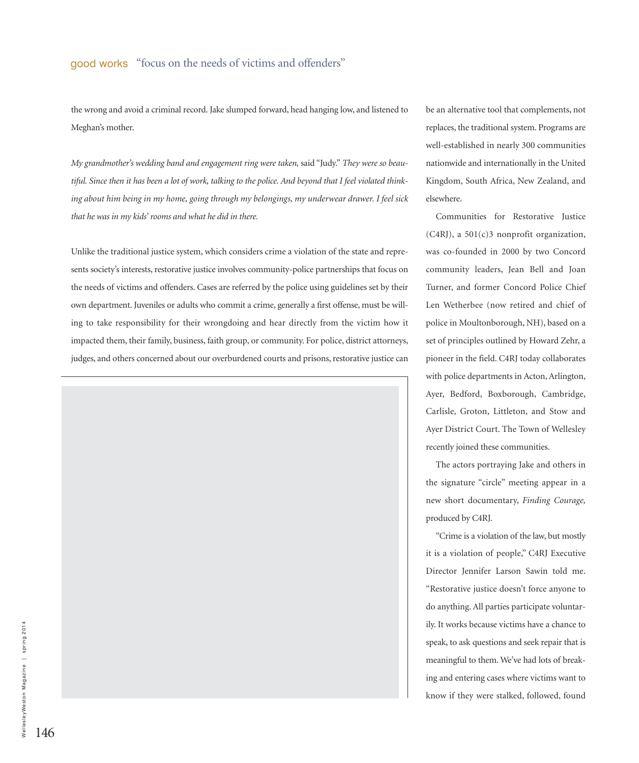the wrong and avoid a criminal record. Jake slumped forward, head hanging low, and listened to Meghan's mother.

*My grandmother's wedding band and engagement ring were taken,* said "Judy." *They were so beautiful. Since then it has been a lot of work, talking to the police. And beyond that I feel violated thinking about him being in my home, going through my belongings, my underwear drawer. I feel sick that he was in my kids' rooms and what he did in there.*

Unlike the traditional justice system, which considers crime a violation of the state and represents society's interests, restorative justice involves community-police partnerships that focus on the needs of victims and offenders. Cases are referred by the police using guidelines set by their own department. Juveniles or adults who commit a crime, generally a first offense, must be willing to take responsibility for their wrongdoing and hear directly from the victim how it impacted them, their family, business, faith group, or community. For police, district attorneys, judges, and others concerned about our overburdened courts and prisons, restorative justice can be an alternative tool that complements, not replaces, the traditional system. Programs are well-established in nearly 300 communities nationwide and internationally in the United Kingdom, South Africa, New Zealand, and elsewhere.

Communities for Restorative Justice (C4RJ), a 501(c)3 nonprofit organization, was co-founded in 2000 by two Concord community leaders, Jean Bell and Joan Turner, and former Concord Police Chief Len Wetherbee (now retired and chief of police in Moultonborough, NH), based on a set of principles outlined by Howard Zehr, a pioneer in the field. C4RJ today collaborates with police departments in Acton, Arlington, Ayer, Bedford, Boxborough, Cambridge, Carlisle, Groton, Littleton, and Stow and Ayer District Court. The Town of Wellesley recently joined these communities.

The actors portraying Jake and others in the signature "circle" meeting appear in a new short documentary, *Finding Courage,* produced by C4RJ.

"Crime is a violation of the law, but mostly it is a violation of people," C4RJ Executive Director Jennifer Larson Sawin told me. "Restorative justice doesn't force anyone to do anything. All parties participate voluntarily. It works because victims have a chance to speak, to ask questions and seek repair that is meaningful to them. We've had lots of breaking and entering cases where victims want to know if they were stalked, followed, found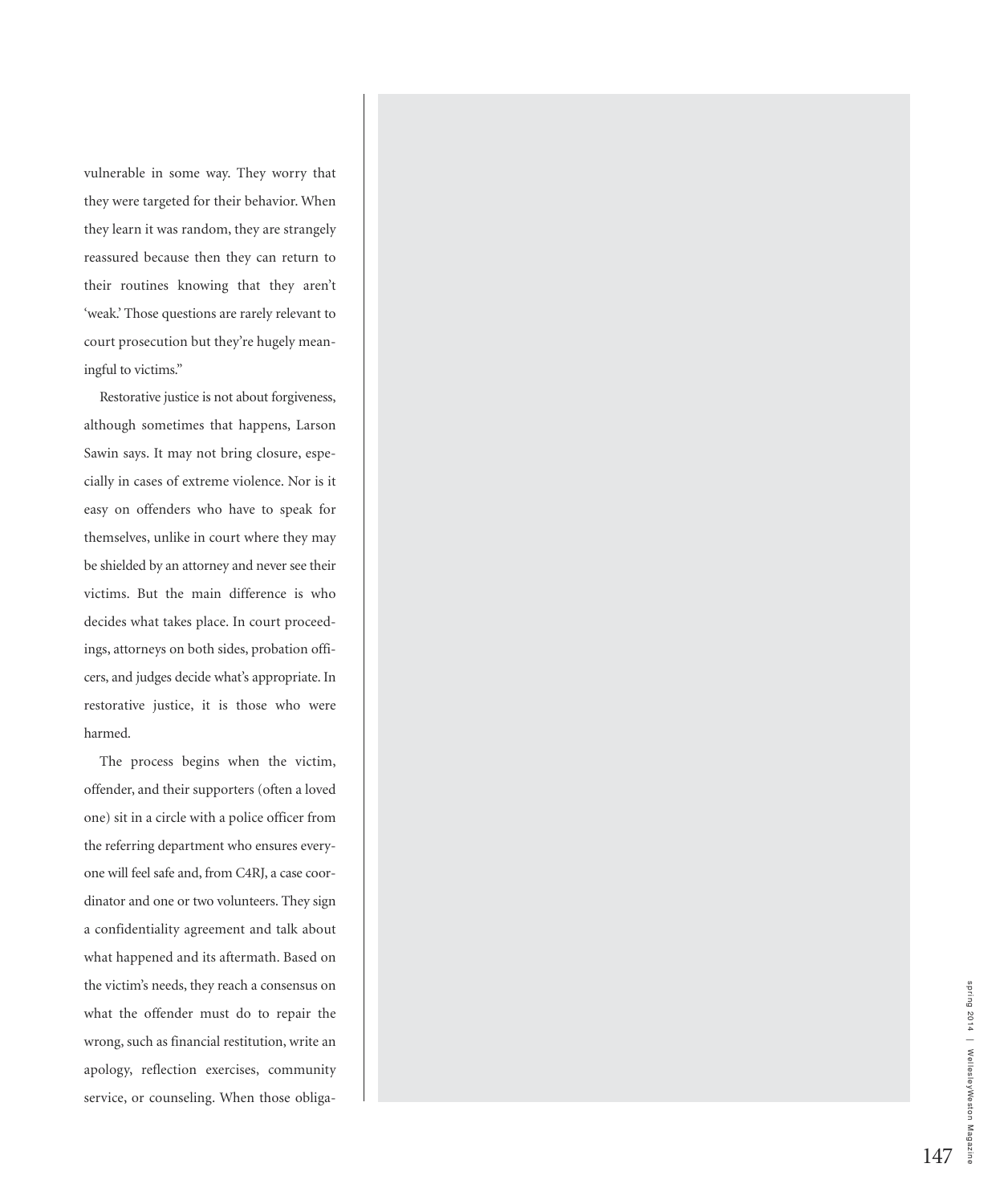vulnerable in some way. They worry that they were targeted for their behavior. When they learn it was random, they are strangely reassured because then they can return to their routines knowing that they aren't 'weak.' Those questions are rarely relevant to court prosecution but they're hugely meaningful to victims."

Restorative justice is not about forgiveness, although sometimes that happens, Larson Sawin says. It may not bring closure, especially in cases of extreme violence. Nor is it easy on offenders who have to speak for themselves, unlike in court where they may be shielded by an attorney and never see their victims. But the main difference is who decides what takes place. In court proceedings, attorneys on both sides, probation officers, and judges decide what's appropriate. In restorative justice, it is those who were harmed.

The process begins when the victim, offender, and their supporters (often a loved one) sit in a circle with a police officer from the referring department who ensures everyone will feel safe and, from C4RJ, a case coordinator and one or two volunteers. They sign a confidentiality agreement and talk about what happened and its aftermath. Based on the victim's needs, they reach a consensus on what the offender must do to repair the wrong, such as financial restitution, write an apology, reflection exercises, community service, or counseling. When those obliga-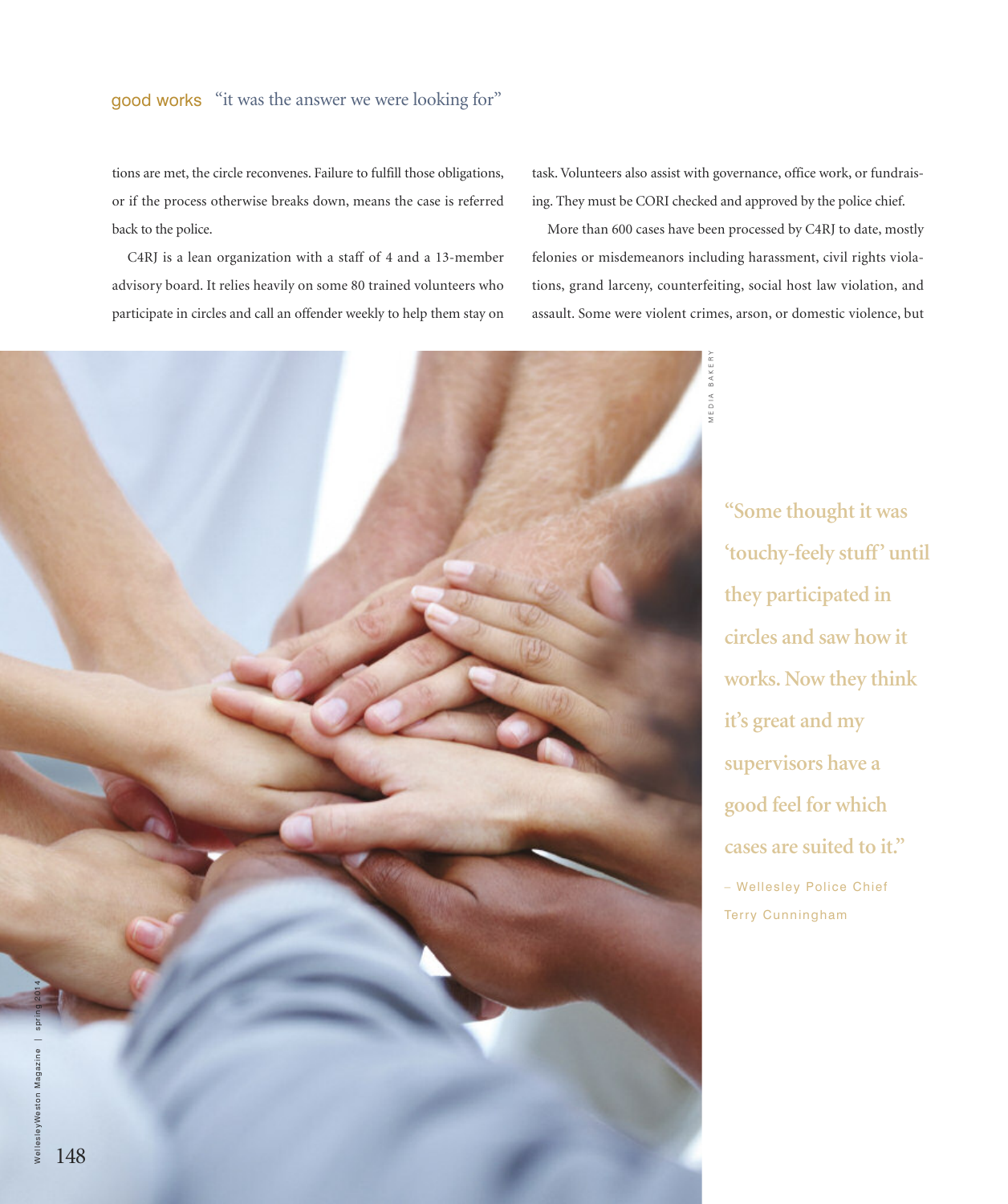tions are met, the circle reconvenes. Failure to fulfill those obligations, or if the process otherwise breaks down, means the case is referred back to the police.

C4RJ is a lean organization with a staff of 4 and a 13-member advisory board. It relies heavily on some 80 trained volunteers who participate in circles and call an offender weekly to help them stay on task. Volunteers also assist with governance, office work, or fundraising. They must be CORI checked and approved by the police chief.

More than 600 cases have been processed by C4RJ to date, mostly felonies or misdemeanors including harassment, civil rights violations, grand larceny, counterfeiting, social host law violation, and assault. Some were violent crimes, arson, or domestic violence, but

MEDIA BAKERY

**"Some thought it was 'touchy-feely stuff' until they participated in circles and saw how it works. Now they think it's great and my supervisors have a good feel for which cases are suited to it."**

– Wellesley Police Chief Terry Cunningham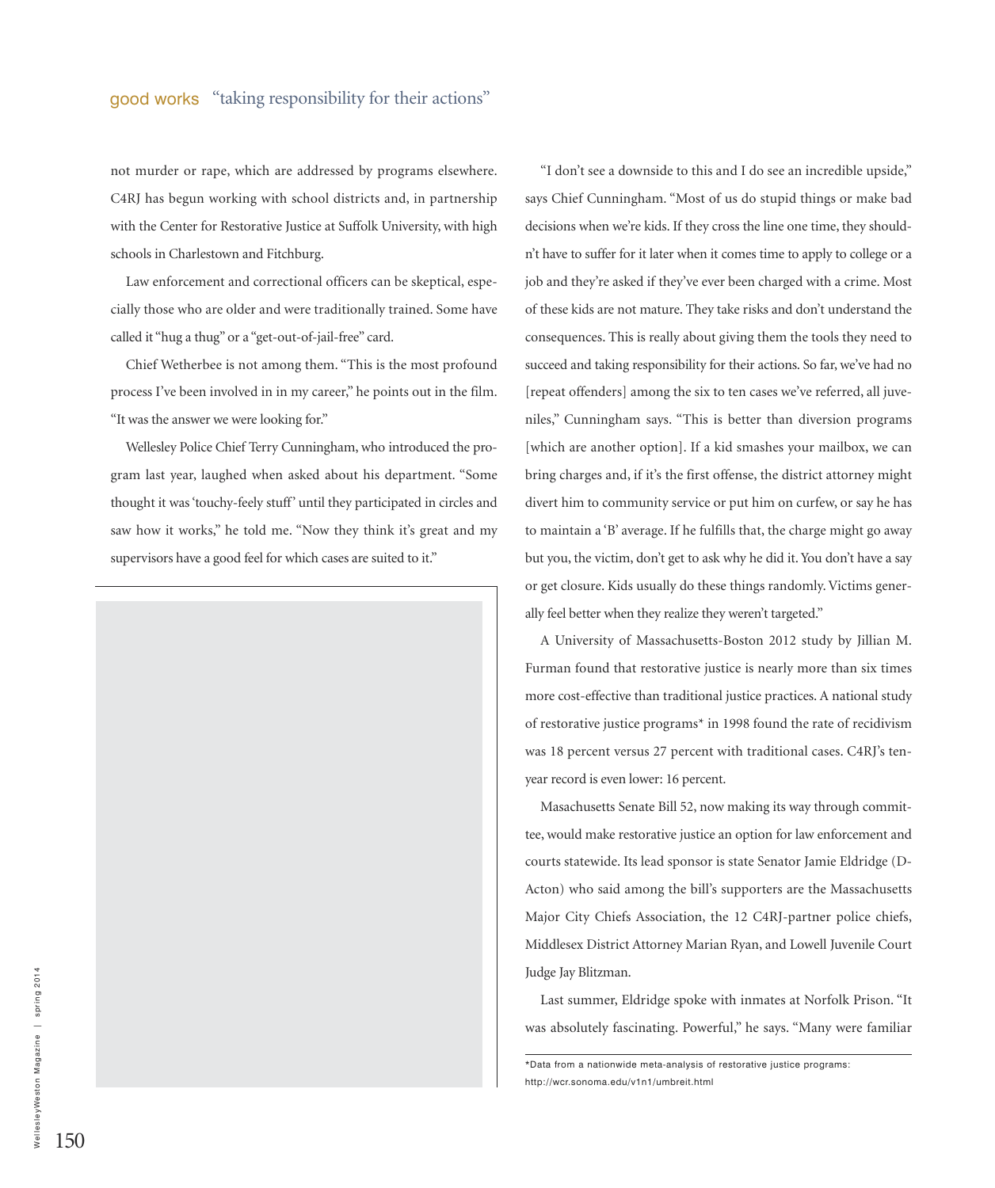not murder or rape, which are addressed by programs elsewhere. C4RJ has begun working with school districts and, in partnership with the Center for Restorative Justice at Suffolk University, with high schools in Charlestown and Fitchburg.

Law enforcement and correctional officers can be skeptical, especially those who are older and were traditionally trained. Some have called it "hug a thug" or a "get-out-of-jail-free" card.

Chief Wetherbee is not among them. "This is the most profound process I've been involved in in my career," he points out in the film. "It was the answer we were looking for."

Wellesley Police Chief Terry Cunningham, who introduced the program last year, laughed when asked about his department. "Some thought it was 'touchy-feely stuff' until they participated in circles and saw how it works," he told me. "Now they think it's great and my supervisors have a good feel for which cases are suited to it."

"I don't see a downside to this and I do see an incredible upside," says Chief Cunningham. "Most of us do stupid things or make bad decisions when we're kids. If they cross the line one time, they shouldn't have to suffer for it later when it comes time to apply to college or a job and they're asked if they've ever been charged with a crime. Most of these kids are not mature. They take risks and don't understand the consequences. This is really about giving them the tools they need to succeed and taking responsibility for their actions. So far, we've had no [repeat offenders] among the six to ten cases we've referred, all juveniles," Cunningham says. "This is better than diversion programs [which are another option]. If a kid smashes your mailbox, we can bring charges and, if it's the first offense, the district attorney might divert him to community service or put him on curfew, or say he has to maintain a 'B' average. If he fulfills that, the charge might go away but you, the victim, don't get to ask why he did it. You don't have a say or get closure. Kids usually do these things randomly. Victims generally feel better when they realize they weren't targeted."

A University of Massachusetts-Boston 2012 study by Jillian M. Furman found that restorative justice is nearly more than six times more cost-effective than traditional justice practices. A national study of restorative justice programs* in 1998 found the rate of recidivism was 18 percent versus 27 percent with traditional cases. C4RJ's ten-year record is even lower: 16 percent.

Masachusetts Senate Bill 52, now making its way through committee, would make restorative justice an option for law enforcement and courts statewide. Its lead sponsor is state Senator Jamie Eldridge (D-Acton) who said among the bill's supporters are the Massachusetts Major City Chiefs Association, the 12 C4RJ-partner police chiefs, Middlesex District Attorney Marian Ryan, and Lowell Juvenile Court Judge Jay Blitzman.

Last summer, Eldridge spoke with inmates at Norfolk Prison. "It was absolutely fascinating. Powerful," he says. "Many were familiar

*Data from a nationwide meta-analysis of restorative justice programs: http://wcr.sonoma.edu/v1n1/umbreit.html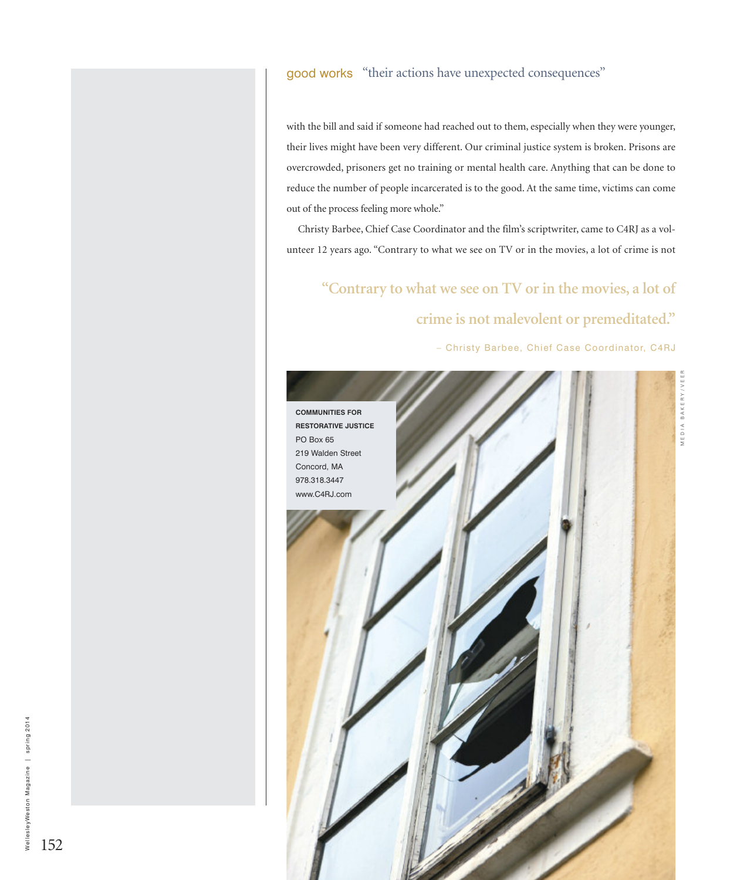with the bill and said if someone had reached out to them, especially when they were younger, their lives might have been very different. Our criminal justice system is broken. Prisons are overcrowded, prisoners get no training or mental health care. Anything that can be done to reduce the number of people incarcerated is to the good. At the same time, victims can come out of the process feeling more whole."

Christy Barbee, Chief Case Coordinator and the film's scriptwriter, came to C4RJ as a volunteer 12 years ago. "Contrary to what we see on TV or in the movies, a lot of crime is not

> **"Contrary to what we see on TV or in the movies, a lot of crime is not malevolent or premeditated."**
>
> – Christy Barbee, Chief Case Coordinator, C4RJ

**COMMUNITIES FOR RESTORATIVE JUSTICE**
PO Box 65
219 Walden Street
Concord, MA
978.318.3447
www.C4RJ.com

MEDIA BAKERY/VEER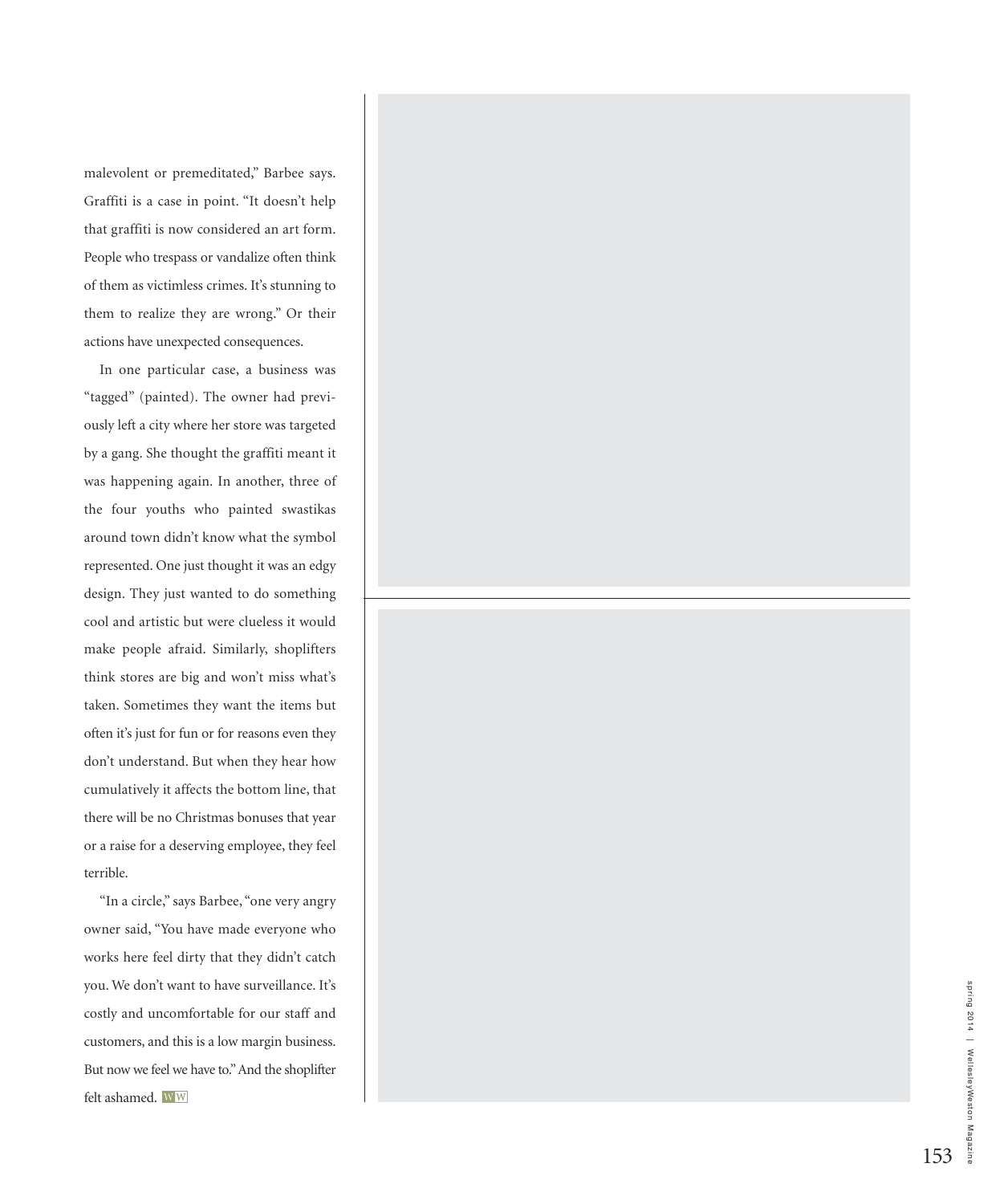malevolent or premeditated," Barbee says. Graffiti is a case in point. "It doesn't help that graffiti is now considered an art form. People who trespass or vandalize often think of them as victimless crimes. It's stunning to them to realize they are wrong." Or their actions have unexpected consequences.

In one particular case, a business was "tagged" (painted). The owner had previously left a city where her store was targeted by a gang. She thought the graffiti meant it was happening again. In another, three of the four youths who painted swastikas around town didn't know what the symbol represented. One just thought it was an edgy design. They just wanted to do something cool and artistic but were clueless it would make people afraid. Similarly, shoplifters think stores are big and won't miss what's taken. Sometimes they want the items but often it's just for fun or for reasons even they don't understand. But when they hear how cumulatively it affects the bottom line, that there will be no Christmas bonuses that year or a raise for a deserving employee, they feel terrible.

"In a circle," says Barbee, "one very angry owner said, "You have made everyone who works here feel dirty that they didn't catch you. We don't want to have surveillance. It's costly and uncomfortable for our staff and customers, and this is a low margin business. But now we feel we have to." And the shoplifter felt ashamed.